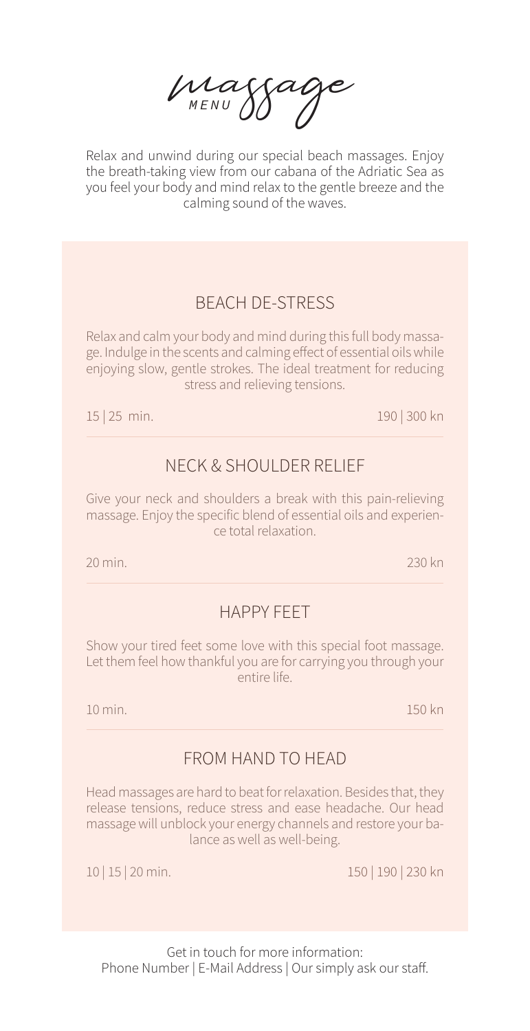# Massage
MENU

Relax and unwind during our special beach massages. Enjoy the breath-taking view from our cabana of the Adriatic Sea as you feel your body and mind relax to the gentle breeze and the calming sound of the waves.

## BEACH DE-STRESS

Relax and calm your body and mind during this full body massage. Indulge in the scents and calming effect of essential oils while enjoying slow, gentle strokes. The ideal treatment for reducing stress and relieving tensions.

15 | 25 min. — 190 | 300 kn

## NECK & SHOULDER RELIEF

Give your neck and shoulders a break with this pain-relieving massage. Enjoy the specific blend of essential oils and experience total relaxation.

20 min. — 230 kn

## HAPPY FEET

Show your tired feet some love with this special foot massage. Let them feel how thankful you are for carrying you through your entire life.

10 min. — 150 kn

## FROM HAND TO HEAD

Head massages are hard to beat for relaxation. Besides that, they release tensions, reduce stress and ease headache. Our head massage will unblock your energy channels and restore your balance as well as well-being.

10 | 15 | 20 min. — 150 | 190 | 230 kn

Get in touch for more information:
Phone Number | E-Mail Address | Our simply ask our staff.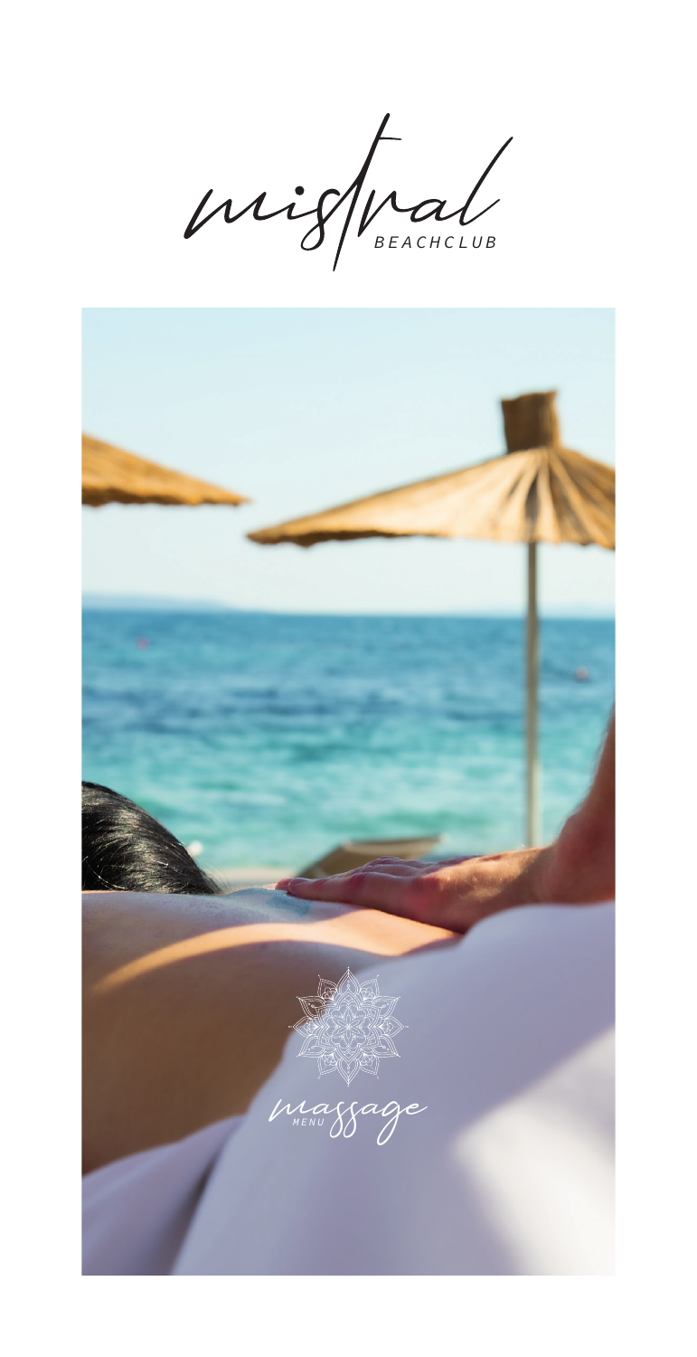mistral
BEACHCLUB

massage
MENU